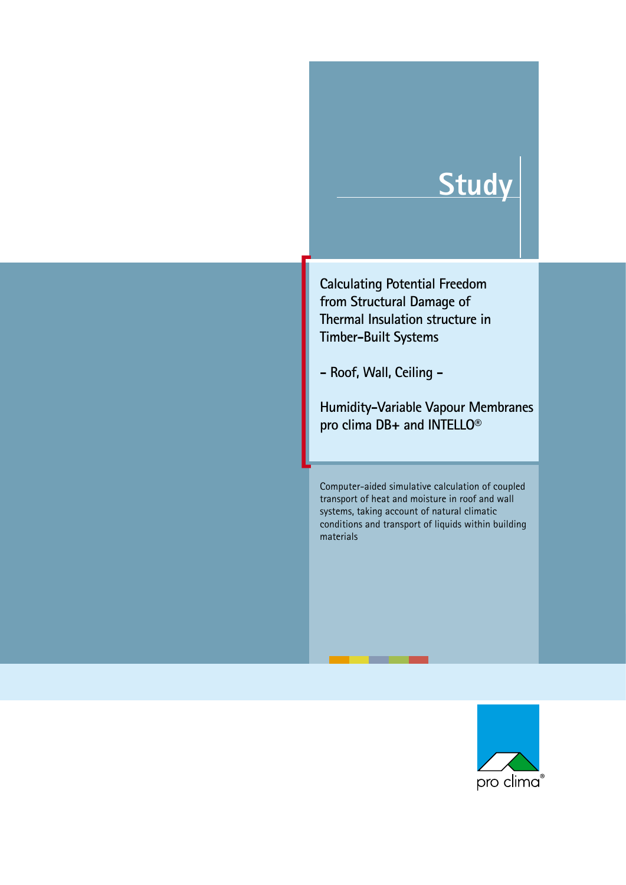# Study

## Calculating Potential Freedom from Structural Damage of Thermal Insulation structure in Timber-Built Systems

## – Roof, Wall, Ceiling –

## Humidity-Variable Vapour Membranes pro clima DB+ and INTELLO®

Computer-aided simulative calculation of coupled transport of heat and moisture in roof and wall systems, taking account of natural climatic conditions and transport of liquids within building materials

pro clima®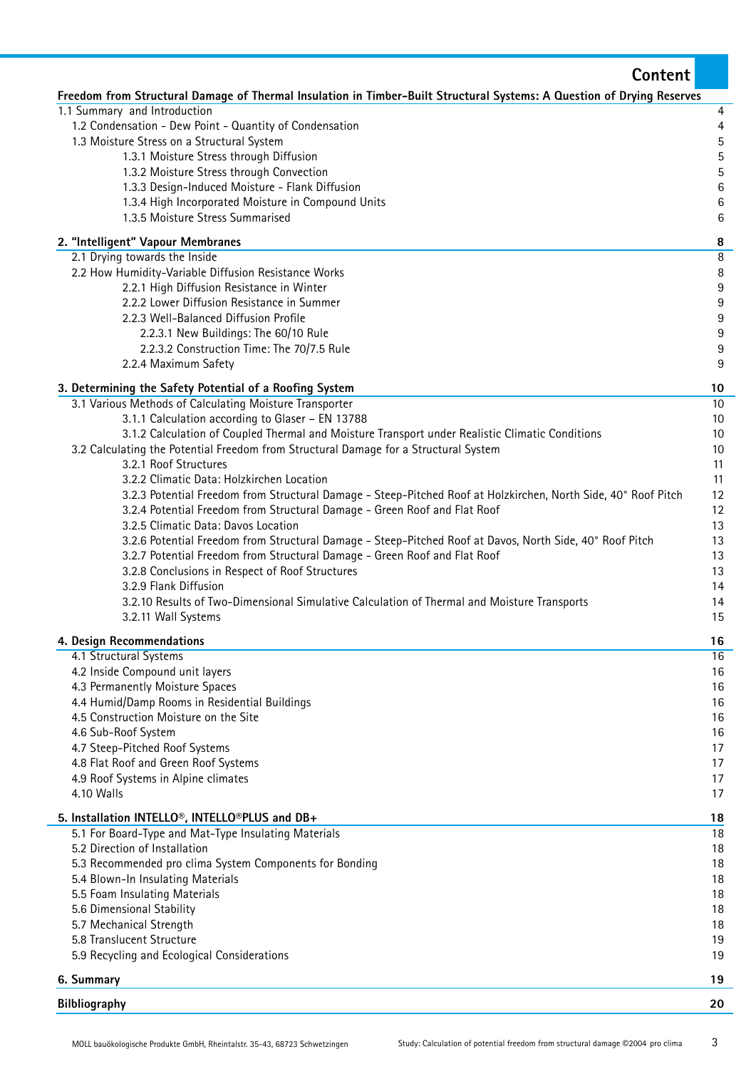# Content

**Freedom from Structural Damage of Thermal Insulation in Timber-Built Structural Systems: A Question of Drying Reserves**

| | |
|---|---|
| 1.1 Summary and Introduction | 4 |
| 1.2 Condensation - Dew Point - Quantity of Condensation | 4 |
| 1.3 Moisture Stress on a Structural System | 5 |
| 1.3.1 Moisture Stress through Diffusion | 5 |
| 1.3.2 Moisture Stress through Convection | 5 |
| 1.3.3 Design-Induced Moisture - Flank Diffusion | 6 |
| 1.3.4 High Incorporated Moisture in Compound Units | 6 |
| 1.3.5 Moisture Stress Summarised | 6 |
| **2. "Intelligent" Vapour Membranes** | **8** |
| 2.1 Drying towards the Inside | 8 |
| 2.2 How Humidity-Variable Diffusion Resistance Works | 8 |
| 2.2.1 High Diffusion Resistance in Winter | 9 |
| 2.2.2 Lower Diffusion Resistance in Summer | 9 |
| 2.2.3 Well-Balanced Diffusion Profile | 9 |
| 2.2.3.1 New Buildings: The 60/10 Rule | 9 |
| 2.2.3.2 Construction Time: The 70/7.5 Rule | 9 |
| 2.2.4 Maximum Safety | 9 |
| **3. Determining the Safety Potential of a Roofing System** | **10** |
| 3.1 Various Methods of Calculating Moisture Transporter | 10 |
| 3.1.1 Calculation according to Glaser – EN 13788 | 10 |
| 3.1.2 Calculation of Coupled Thermal and Moisture Transport under Realistic Climatic Conditions | 10 |
| 3.2 Calculating the Potential Freedom from Structural Damage for a Structural System | 10 |
| 3.2.1 Roof Structures | 11 |
| 3.2.2 Climatic Data: Holzkirchen Location | 11 |
| 3.2.3 Potential Freedom from Structural Damage - Steep-Pitched Roof at Holzkirchen, North Side, 40° Roof Pitch | 12 |
| 3.2.4 Potential Freedom from Structural Damage - Green Roof and Flat Roof | 12 |
| 3.2.5 Climatic Data: Davos Location | 13 |
| 3.2.6 Potential Freedom from Structural Damage - Steep-Pitched Roof at Davos, North Side, 40° Roof Pitch | 13 |
| 3.2.7 Potential Freedom from Structural Damage - Green Roof and Flat Roof | 13 |
| 3.2.8 Conclusions in Respect of Roof Structures | 13 |
| 3.2.9 Flank Diffusion | 14 |
| 3.2.10 Results of Two-Dimensional Simulative Calculation of Thermal and Moisture Transports | 14 |
| 3.2.11 Wall Systems | 15 |
| **4. Design Recommendations** | **16** |
| 4.1 Structural Systems | 16 |
| 4.2 Inside Compound unit layers | 16 |
| 4.3 Permanently Moisture Spaces | 16 |
| 4.4 Humid/Damp Rooms in Residential Buildings | 16 |
| 4.5 Construction Moisture on the Site | 16 |
| 4.6 Sub-Roof System | 16 |
| 4.7 Steep-Pitched Roof Systems | 17 |
| 4.8 Flat Roof and Green Roof Systems | 17 |
| 4.9 Roof Systems in Alpine climates | 17 |
| 4.10 Walls | 17 |
| **5. Installation INTELLO®, INTELLO®PLUS and DB+** | **18** |
| 5.1 For Board-Type and Mat-Type Insulating Materials | 18 |
| 5.2 Direction of Installation | 18 |
| 5.3 Recommended pro clima System Components for Bonding | 18 |
| 5.4 Blown-In Insulating Materials | 18 |
| 5.5 Foam Insulating Materials | 18 |
| 5.6 Dimensional Stability | 18 |
| 5.7 Mechanical Strength | 18 |
| 5.8 Translucent Structure | 19 |
| 5.9 Recycling and Ecological Considerations | 19 |
| **6. Summary** | **19** |
| **Bilbliography** | **20** |

MOLL bauökologische Produkte GmbH, Rheintalstr. 35-43, 68723 Schwetzingen — Study: Calculation of potential freedom from structural damage ©2004 pro clima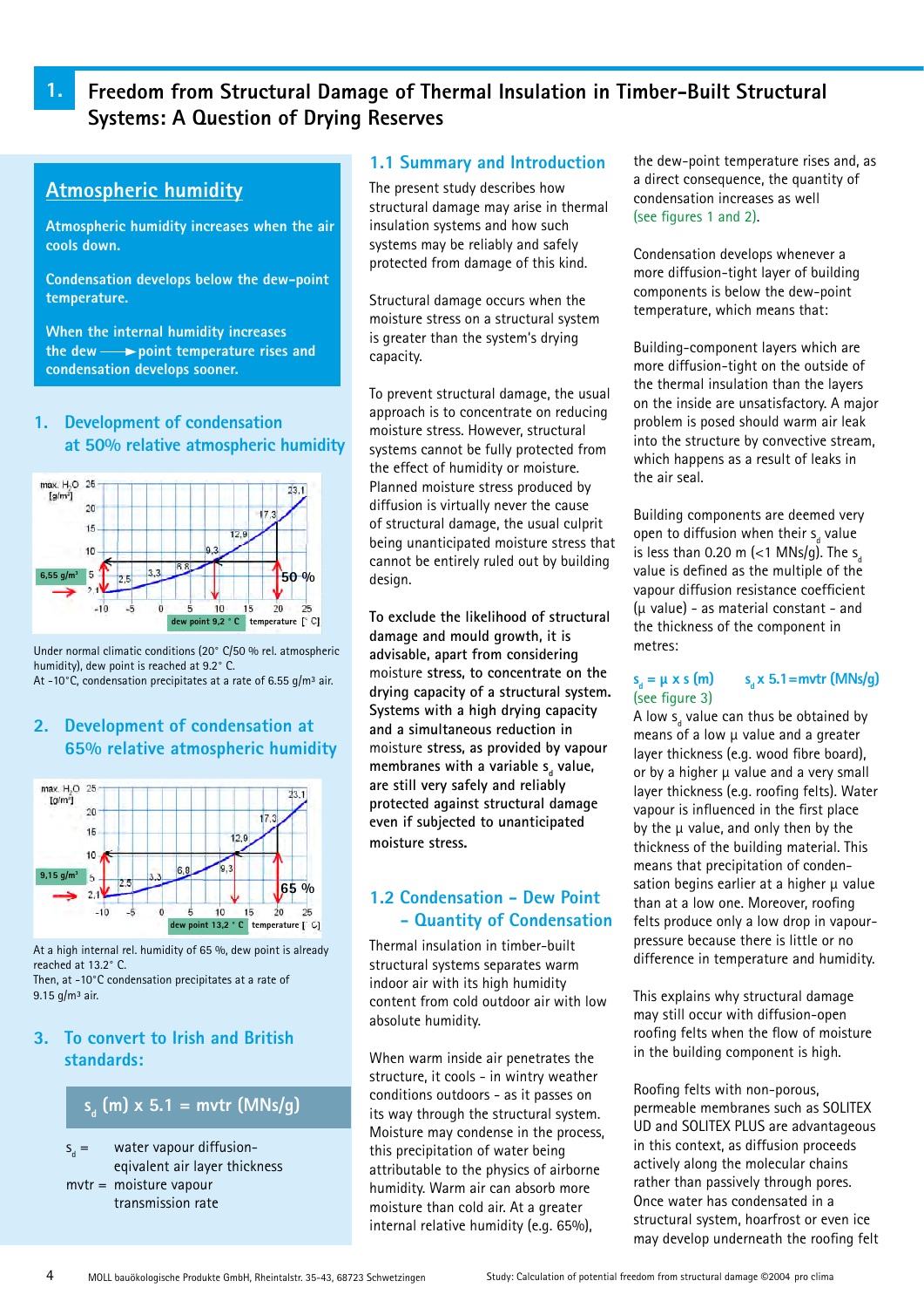# 1. Freedom from Structural Damage of Thermal Insulation in Timber-Built Structural Systems: A Question of Drying Reserves

## Atmospheric humidity

**Atmospheric humidity increases when the air cools down.**

**Condensation develops below the dew-point temperature.**

**When the internal humidity increases the dew ⟶ point temperature rises and condensation develops sooner.**

### 1. Development of condensation at 50% relative atmospheric humidity

Under normal climatic conditions (20° C/50 % rel. atmospheric humidity), dew point is reached at 9.2° C.
At -10°C, condensation precipitates at a rate of 6.55 g/m³ air.

### 2. Development of condensation at 65% relative atmospheric humidity

At a high internal rel. humidity of 65 %, dew point is already reached at 13.2° C.
Then, at -10°C condensation precipitates at a rate of 9.15 g/m³ air.

### 3. To convert to Irish and British standards:

**$s_d$ (m) x 5.1 = mvtr (MNs/g)**

$s_d$ = water vapour diffusion-eqivalent air layer thickness

mvtr = moisture vapour transmission rate

## 1.1 Summary and Introduction

The present study describes how structural damage may arise in thermal insulation systems and how such systems may be reliably and safely protected from damage of this kind.

Structural damage occurs when the moisture stress on a structural system is greater than the system's drying capacity.

To prevent structural damage, the usual approach is to concentrate on reducing moisture stress. However, structural systems cannot be fully protected from the effect of humidity or moisture. Planned moisture stress produced by diffusion is virtually never the cause of structural damage, the usual culprit being unanticipated moisture stress that cannot be entirely ruled out by building design.

**To exclude the likelihood of structural damage and mould growth, it is advisable, apart from considering moisture stress, to concentrate on the drying capacity of a structural system. Systems with a high drying capacity and a simultaneous reduction in moisture stress, as provided by vapour membranes with a variable $s_d$ value, are still very safely and reliably protected against structural damage even if subjected to unanticipated moisture stress.**

## 1.2 Condensation – Dew Point – Quantity of Condensation

Thermal insulation in timber-built structural systems separates warm indoor air with its high humidity content from cold outdoor air with low absolute humidity.

When warm inside air penetrates the structure, it cools - in wintry weather conditions outdoors - as it passes on its way through the structural system. Moisture may condense in the process, this precipitation of water being attributable to the physics of airborne humidity. Warm air can absorb more moisture than cold air. At a greater internal relative humidity (e.g. 65%), the dew-point temperature rises and, as a direct consequence, the quantity of condensation increases as well (see figures 1 and 2).

Condensation develops whenever a more diffusion-tight layer of building components is below the dew-point temperature, which means that:

Building-component layers which are more diffusion-tight on the outside of the thermal insulation than the layers on the inside are unsatisfactory. A major problem is posed should warm air leak into the structure by convective stream, which happens as a result of leaks in the air seal.

Building components are deemed very open to diffusion when their $s_d$ value is less than 0.20 m (<1 MNs/g). The $s_d$ value is defined as the multiple of the vapour diffusion resistance coefficient (µ value) - as material constant - and the thickness of the component in metres:

$s_d = \mu \times s$ (m) $s_d \times 5.1$ = mvtr (MNs/g) (see figure 3)

A low $s_d$ value can thus be obtained by means of a low µ value and a greater layer thickness (e.g. wood fibre board), or by a higher µ value and a very small layer thickness (e.g. roofing felts). Water vapour is influenced in the first place by the µ value, and only then by the thickness of the building material. This means that precipitation of condensation begins earlier at a higher µ value than at a low one. Moreover, roofing felts produce only a low drop in vapour-pressure because there is little or no difference in temperature and humidity.

This explains why structural damage may still occur with diffusion-open roofing felts when the flow of moisture in the building component is high.

Roofing felts with non-porous, permeable membranes such as SOLITEX UD and SOLITEX PLUS are advantageous in this context, as diffusion proceeds actively along the molecular chains rather than passively through pores. Once water has condensated in a structural system, hoarfrost or even ice may develop underneath the roofing felt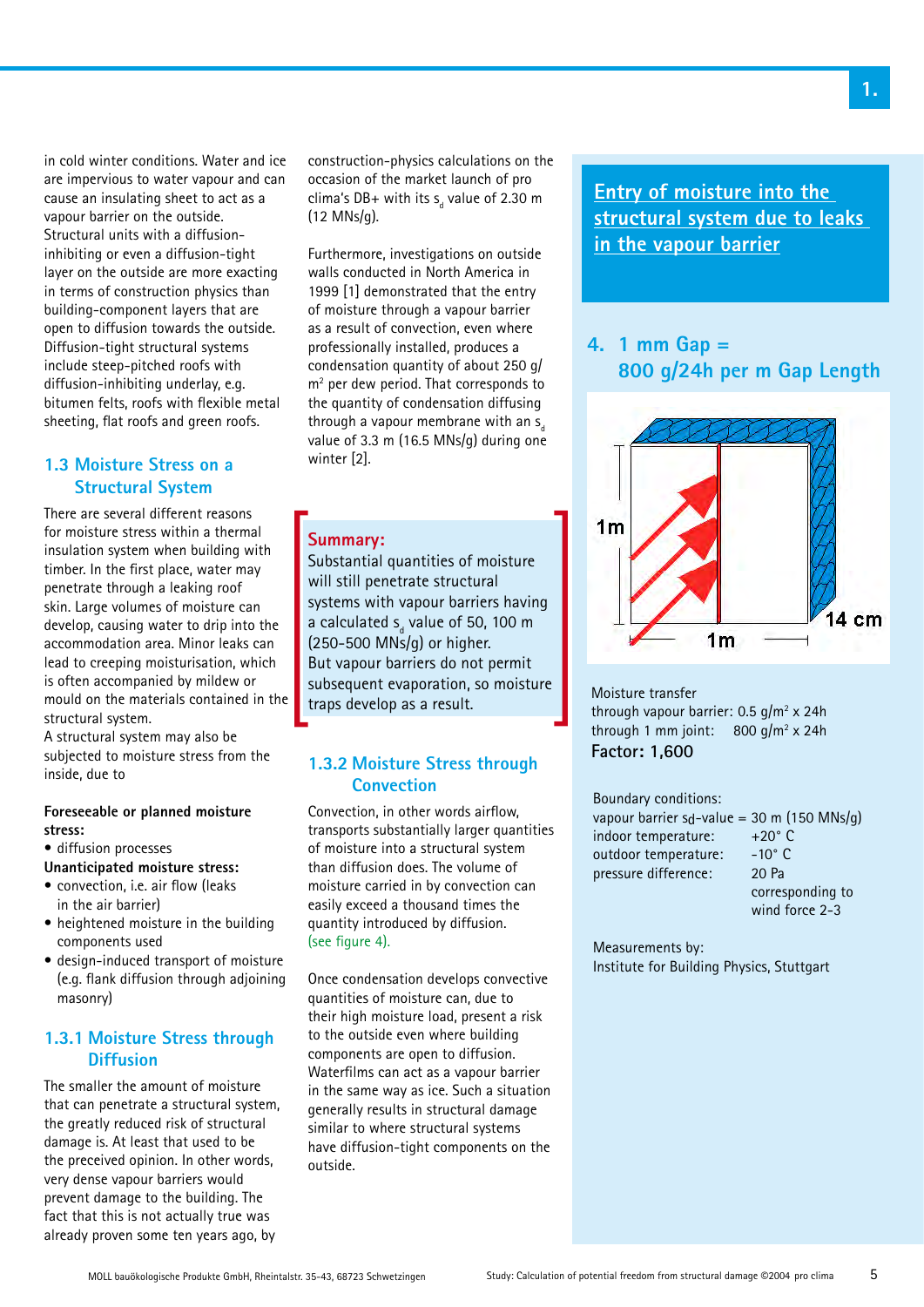in cold winter conditions. Water and ice are impervious to water vapour and can cause an insulating sheet to act as a vapour barrier on the outside.
Structural units with a diffusion-inhibiting or even a diffusion-tight layer on the outside are more exacting in terms of construction physics than building-component layers that are open to diffusion towards the outside. Diffusion-tight structural systems include steep-pitched roofs with diffusion-inhibiting underlay, e.g. bitumen felts, roofs with flexible metal sheeting, flat roofs and green roofs.

## 1.3 Moisture Stress on a Structural System

There are several different reasons for moisture stress within a thermal insulation system when building with timber. In the first place, water may penetrate through a leaking roof skin. Large volumes of moisture can develop, causing water to drip into the accommodation area. Minor leaks can lead to creeping moisturisation, which is often accompanied by mildew or mould on the materials contained in the structural system.
A structural system may also be subjected to moisture stress from the inside, due to

**Foreseeable or planned moisture stress:**
- diffusion processes

**Unanticipated moisture stress:**
- convection, i.e. air flow (leaks in the air barrier)
- heightened moisture in the building components used
- design-induced transport of moisture (e.g. flank diffusion through adjoining masonry)

### 1.3.1 Moisture Stress through Diffusion

The smaller the amount of moisture that can penetrate a structural system, the greatly reduced risk of structural damage is. At least that used to be the preceived opinion. In other words, very dense vapour barriers would prevent damage to the building. The fact that this is not actually true was already proven some ten years ago, by construction-physics calculations on the occasion of the market launch of pro clima's DB+ with its $s_d$ value of 2.30 m (12 MNs/g).

Furthermore, investigations on outside walls conducted in North America in 1999 [1] demonstrated that the entry of moisture through a vapour barrier as a result of convection, even where professionally installed, produces a condensation quantity of about 250 g/m² per dew period. That corresponds to the quantity of condensation diffusing through a vapour membrane with an $s_d$ value of 3.3 m (16.5 MNs/g) during one winter [2].

**Summary:**
Substantial quantities of moisture will still penetrate structural systems with vapour barriers having a calculated $s_d$ value of 50, 100 m (250-500 MNs/g) or higher.
But vapour barriers do not permit subsequent evaporation, so moisture traps develop as a result.

### 1.3.2 Moisture Stress through Convection

Convection, in other words airflow, transports substantially larger quantities of moisture into a structural system than diffusion does. The volume of moisture carried in by convection can easily exceed a thousand times the quantity introduced by diffusion. (see figure 4).

Once condensation develops convective quantities of moisture can, due to their high moisture load, present a risk to the outside even where building components are open to diffusion. Waterfilms can act as a vapour barrier in the same way as ice. Such a situation generally results in structural damage similar to where structural systems have diffusion-tight components on the outside.

## Entry of moisture into the structural system due to leaks in the vapour barrier

### 4. 1 mm Gap = 800 g/24h per m Gap Length

1m
14 cm
1m

Moisture transfer
through vapour barrier: 0.5 g/m² x 24h
through 1 mm joint: 800 g/m² x 24h
**Factor: 1,600**

Boundary conditions:
vapour barrier sd-value = 30 m (150 MNs/g)
indoor temperature: +20° C
outdoor temperature: -10° C
pressure difference: 20 Pa corresponding to wind force 2-3

Measurements by:
Institute for Building Physics, Stuttgart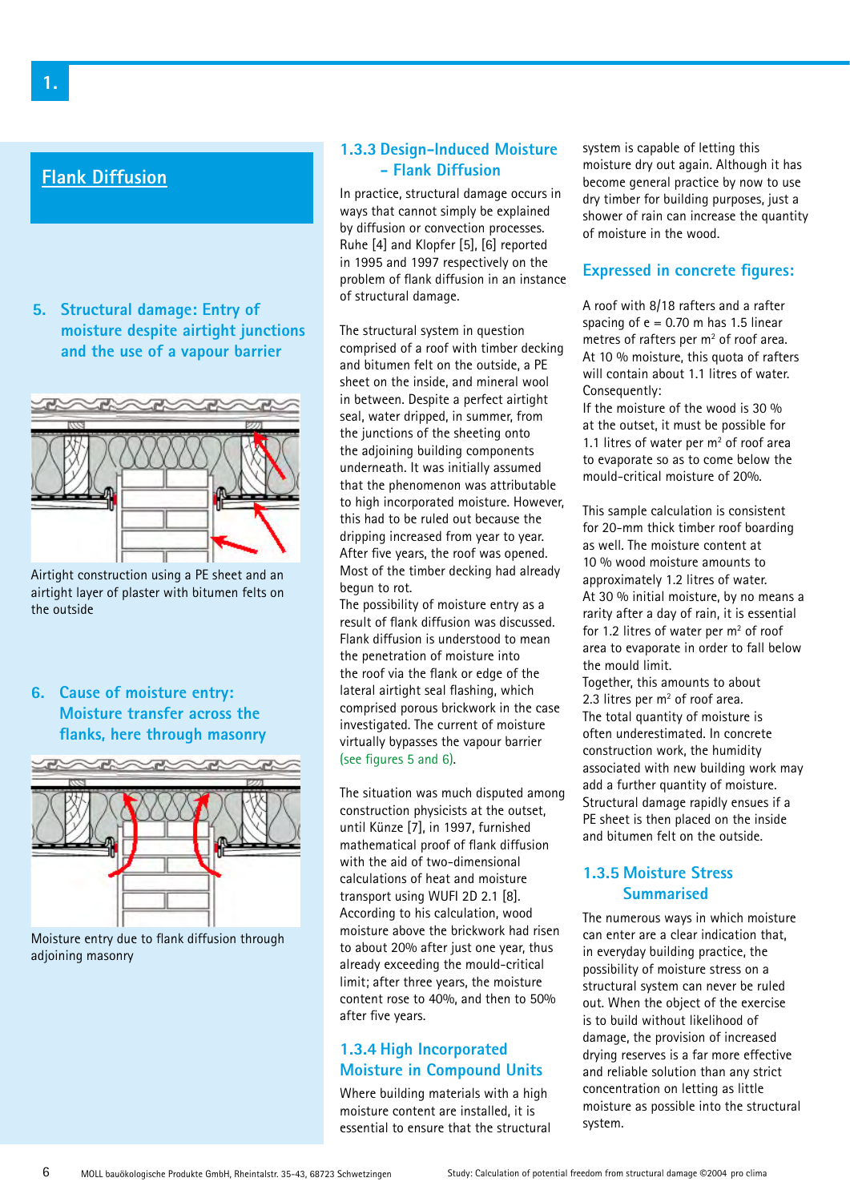## Flank Diffusion

### 5. Structural damage: Entry of moisture despite airtight junctions and the use of a vapour barrier

Airtight construction using a PE sheet and an airtight layer of plaster with bitumen felts on the outside

### 6. Cause of moisture entry: Moisture transfer across the flanks, here through masonry

Moisture entry due to flank diffusion through adjoining masonry

### 1.3.3 Design-Induced Moisture – Flank Diffusion

In practice, structural damage occurs in ways that cannot simply be explained by diffusion or convection processes. Ruhe [4] and Klopfer [5], [6] reported in 1995 and 1997 respectively on the problem of flank diffusion in an instance of structural damage.

The structural system in question comprised of a roof with timber decking and bitumen felt on the outside, a PE sheet on the inside, and mineral wool in between. Despite a perfect airtight seal, water dripped, in summer, from the junctions of the sheeting onto the adjoining building components underneath. It was initially assumed that the phenomenon was attributable to high incorporated moisture. However, this had to be ruled out because the dripping increased from year to year. After five years, the roof was opened. Most of the timber decking had already begun to rot.
The possibility of moisture entry as a result of flank diffusion was discussed. Flank diffusion is understood to mean the penetration of moisture into the roof via the flank or edge of the lateral airtight seal flashing, which comprised porous brickwork in the case investigated. The current of moisture virtually bypasses the vapour barrier (see figures 5 and 6).

The situation was much disputed among construction physicists at the outset, until Künze [7], in 1997, furnished mathematical proof of flank diffusion with the aid of two-dimensional calculations of heat and moisture transport using WUFI 2D 2.1 [8]. According to his calculation, wood moisture above the brickwork had risen to about 20% after just one year, thus already exceeding the mould-critical limit; after three years, the moisture content rose to 40%, and then to 50% after five years.

### 1.3.4 High Incorporated Moisture in Compound Units

Where building materials with a high moisture content are installed, it is essential to ensure that the structural system is capable of letting this moisture dry out again. Although it has become general practice by now to use dry timber for building purposes, just a shower of rain can increase the quantity of moisture in the wood.

#### Expressed in concrete figures:

A roof with 8/18 rafters and a rafter spacing of e = 0.70 m has 1.5 linear metres of rafters per m$^2$ of roof area. At 10 % moisture, this quota of rafters will contain about 1.1 litres of water.
Consequently:
If the moisture of the wood is 30 % at the outset, it must be possible for 1.1 litres of water per m$^2$ of roof area to evaporate so as to come below the mould-critical moisture of 20%.

This sample calculation is consistent for 20-mm thick timber roof boarding as well. The moisture content at 10 % wood moisture amounts to approximately 1.2 litres of water.
At 30 % initial moisture, by no means a rarity after a day of rain, it is essential for 1.2 litres of water per m$^2$ of roof area to evaporate in order to fall below the mould limit.
Together, this amounts to about 2.3 litres per m$^2$ of roof area.
The total quantity of moisture is often underestimated. In concrete construction work, the humidity associated with new building work may add a further quantity of moisture.
Structural damage rapidly ensues if a PE sheet is then placed on the inside and bitumen felt on the outside.

### 1.3.5 Moisture Stress Summarised

The numerous ways in which moisture can enter are a clear indication that, in everyday building practice, the possibility of moisture stress on a structural system can never be ruled out. When the object of the exercise is to build without likelihood of damage, the provision of increased drying reserves is a far more effective and reliable solution than any strict concentration on letting as little moisture as possible into the structural system.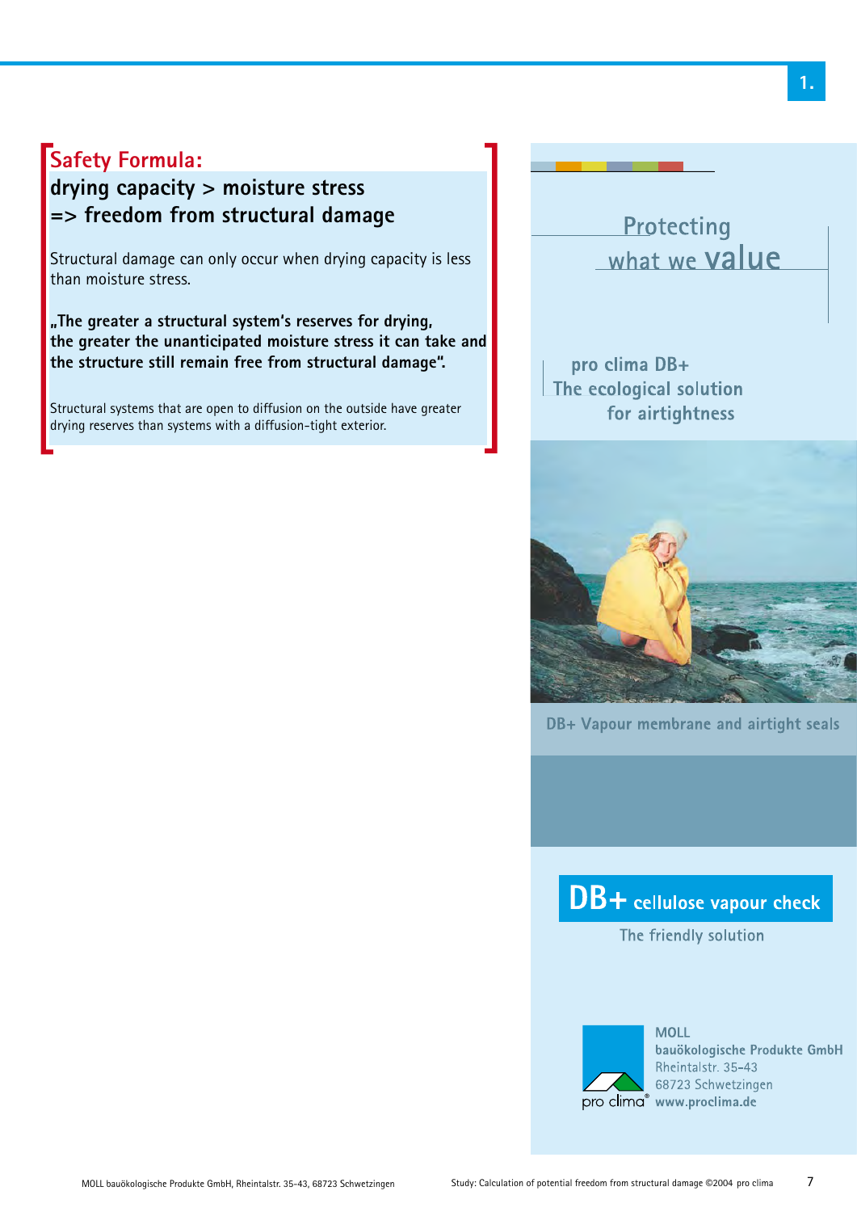## Safety Formula:

**drying capacity > moisture stress**
**=> freedom from structural damage**

Structural damage can only occur when drying capacity is less than moisture stress.

**„The greater a structural system's reserves for drying, the greater the unanticipated moisture stress it can take and the structure still remain free from structural damage".**

Structural systems that are open to diffusion on the outside have greater drying reserves than systems with a diffusion-tight exterior.

Protecting what we value

pro clima DB+
The ecological solution for airtightness

DB+ Vapour membrane and airtight seals

**DB+ cellulose vapour check**

The friendly solution

pro clima®

MOLL
bauökologische Produkte GmbH
Rheintalstr. 35-43
68723 Schwetzingen
www.proclima.de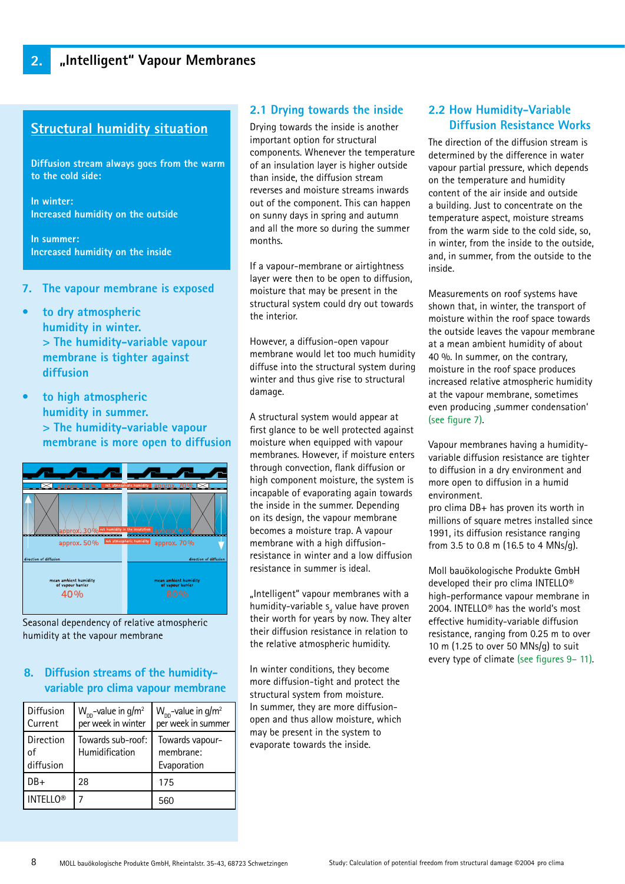## 2. „Intelligent" Vapour Membranes

### Structural humidity situation

**Diffusion stream always goes from the warm to the cold side:**

**In winter:**
**Increased humidity on the outside**

**In summer:**
**Increased humidity on the inside**

### 7. The vapour membrane is exposed

- to dry atmospheric humidity in winter.
  > The humidity-variable vapour membrane is tighter against diffusion
- to high atmospheric humidity in summer.
  > The humidity-variable vapour membrane is more open to diffusion

approx. 30 % rel. atmospheric humidity approx. 70 %

approx. 30 % rel. humidity in the insulation approx. 90 %

approx. 50 % rel. atmospheric humidity approx. 70 %

direction of diffusion direction of diffusion

mean ambient humidity of vapour barrier 40 %

mean ambient humidity of vapour barrier 80 %

Seasonal dependency of relative atmospheric humidity at the vapour membrane

### 8. Diffusion streams of the humidity-variable pro clima vapour membrane

| Diffusion Current | $W_{DD}$-value in g/m² per week in winter | $W_{DD}$-value in g/m² per week in summer |
|---|---|---|
| Direction of diffusion | Towards sub-roof: Humidification | Towards vapour-membrane: Evaporation |
| DB+ | 28 | 175 |
| INTELLO® | 7 | 560 |

### 2.1 Drying towards the inside

Drying towards the inside is another important option for structural components. Whenever the temperature of an insulation layer is higher outside than inside, the diffusion stream reverses and moisture streams inwards out of the component. This can happen on sunny days in spring and autumn and all the more so during the summer months.

If a vapour-membrane or airtightness layer were then to be open to diffusion, moisture that may be present in the structural system could dry out towards the interior.

However, a diffusion-open vapour membrane would let too much humidity diffuse into the structural system during winter and thus give rise to structural damage.

A structural system would appear at first glance to be well protected against moisture when equipped with vapour membranes. However, if moisture enters through convection, flank diffusion or high component moisture, the system is incapable of evaporating again towards the inside in the summer. Depending on its design, the vapour membrane becomes a moisture trap. A vapour membrane with a high diffusion-resistance in winter and a low diffusion resistance in summer is ideal.

„Intelligent" vapour membranes with a humidity-variable $s_d$ value have proven their worth for years by now. They alter their diffusion resistance in relation to the relative atmospheric humidity.

In winter conditions, they become more diffusion-tight and protect the structural system from moisture.
In summer, they are more diffusion-open and thus allow moisture, which may be present in the system to evaporate towards the inside.

### 2.2 How Humidity-Variable Diffusion Resistance Works

The direction of the diffusion stream is determined by the difference in water vapour partial pressure, which depends on the temperature and humidity content of the air inside and outside a building. Just to concentrate on the temperature aspect, moisture streams from the warm side to the cold side, so, in winter, from the inside to the outside, and, in summer, from the outside to the inside.

Measurements on roof systems have shown that, in winter, the transport of moisture within the roof space towards the outside leaves the vapour membrane at a mean ambient humidity of about 40 %. In summer, on the contrary, moisture in the roof space produces increased relative atmospheric humidity at the vapour membrane, sometimes even producing ‚summer condensation' (see figure 7).

Vapour membranes having a humidity-variable diffusion resistance are tighter to diffusion in a dry environment and more open to diffusion in a humid environment.
pro clima DB+ has proven its worth in millions of square metres installed since 1991, its diffusion resistance ranging from 3.5 to 0.8 m (16.5 to 4 MNs/g).

Moll bauökologische Produkte GmbH developed their pro clima INTELLO® high-performance vapour membrane in 2004. INTELLO® has the world's most effective humidity-variable diffusion resistance, ranging from 0.25 m to over 10 m (1.25 to over 50 MNs/g) to suit every type of climate (see figures 9– 11).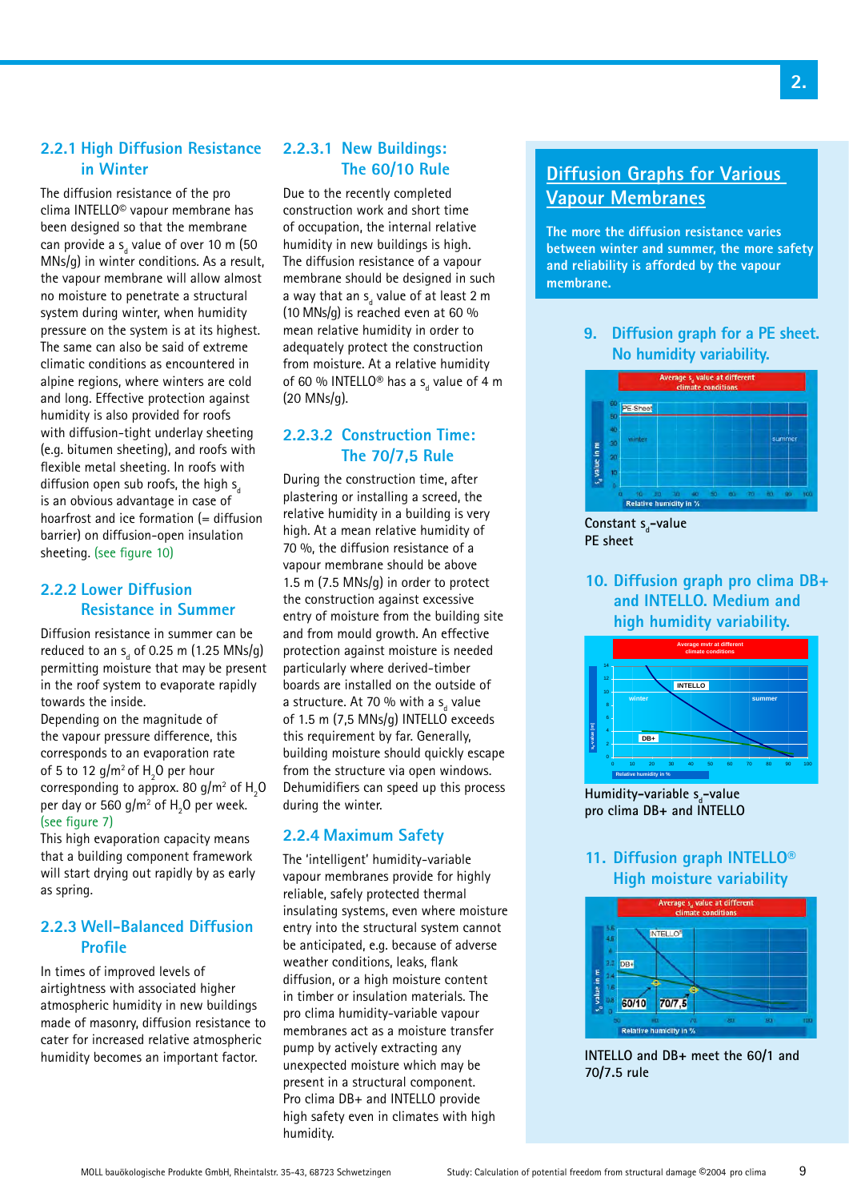## 2.2.1 High Diffusion Resistance in Winter

The diffusion resistance of the pro clima INTELLO© vapour membrane has been designed so that the membrane can provide a $s_d$ value of over 10 m (50 MNs/g) in winter conditions. As a result, the vapour membrane will allow almost no moisture to penetrate a structural system during winter, when humidity pressure on the system is at its highest. The same can also be said of extreme climatic conditions as encountered in alpine regions, where winters are cold and long. Effective protection against humidity is also provided for roofs with diffusion-tight underlay sheeting (e.g. bitumen sheeting), and roofs with flexible metal sheeting. In roofs with diffusion open sub roofs, the high $s_d$ is an obvious advantage in case of hoarfrost and ice formation (= diffusion barrier) on diffusion-open insulation sheeting. (see figure 10)

## 2.2.2 Lower Diffusion Resistance in Summer

Diffusion resistance in summer can be reduced to an $s_d$ of 0.25 m (1.25 MNs/g) permitting moisture that may be present in the roof system to evaporate rapidly towards the inside.
Depending on the magnitude of the vapour pressure difference, this corresponds to an evaporation rate of 5 to 12 g/m² of $H_2O$ per hour corresponding to approx. 80 g/m² of $H_2O$ per day or 560 g/m² of $H_2O$ per week. (see figure 7)
This high evaporation capacity means that a building component framework will start drying out rapidly by as early as spring.

## 2.2.3 Well-Balanced Diffusion Profile

In times of improved levels of airtightness with associated higher atmospheric humidity in new buildings made of masonry, diffusion resistance to cater for increased relative atmospheric humidity becomes an important factor.

### 2.2.3.1 New Buildings: The 60/10 Rule

Due to the recently completed construction work and short time of occupation, the internal relative humidity in new buildings is high. The diffusion resistance of a vapour membrane should be designed in such a way that an $s_d$ value of at least 2 m (10 MNs/g) is reached even at 60 % mean relative humidity in order to adequately protect the construction from moisture. At a relative humidity of 60 % INTELLO® has a $s_d$ value of 4 m (20 MNs/g).

### 2.2.3.2 Construction Time: The 70/7,5 Rule

During the construction time, after plastering or installing a screed, the relative humidity in a building is very high. At a mean relative humidity of 70 %, the diffusion resistance of a vapour membrane should be above 1.5 m (7.5 MNs/g) in order to protect the construction against excessive entry of moisture from the building site and from mould growth. An effective protection against moisture is needed particularly where derived-timber boards are installed on the outside of a structure. At 70 % with a $s_d$ value of 1.5 m (7,5 MNs/g) INTELLO exceeds this requirement by far. Generally, building moisture should quickly escape from the structure via open windows. Dehumidifiers can speed up this process during the winter.

## 2.2.4 Maximum Safety

The 'intelligent' humidity-variable vapour membranes provide for highly reliable, safely protected thermal insulating systems, even where moisture entry into the structural system cannot be anticipated, e.g. because of adverse weather conditions, leaks, flank diffusion, or a high moisture content in timber or insulation materials. The pro clima humidity-variable vapour membranes act as a moisture transfer pump by actively extracting any unexpected moisture which may be present in a structural component. Pro clima DB+ and INTELLO provide high safety even in climates with high humidity.

## Diffusion Graphs for Various Vapour Membranes

**The more the diffusion resistance varies between winter and summer, the more safety and reliability is afforded by the vapour membrane.**

### 9. Diffusion graph for a PE sheet. No humidity variability.

Constant $s_d$-value
PE sheet

### 10. Diffusion graph pro clima DB+ and INTELLO. Medium and high humidity variability.

Humidity-variable $s_d$-value
pro clima DB+ and INTELLO

### 11. Diffusion graph INTELLO® High moisture variability

INTELLO and DB+ meet the 60/1 and 70/7.5 rule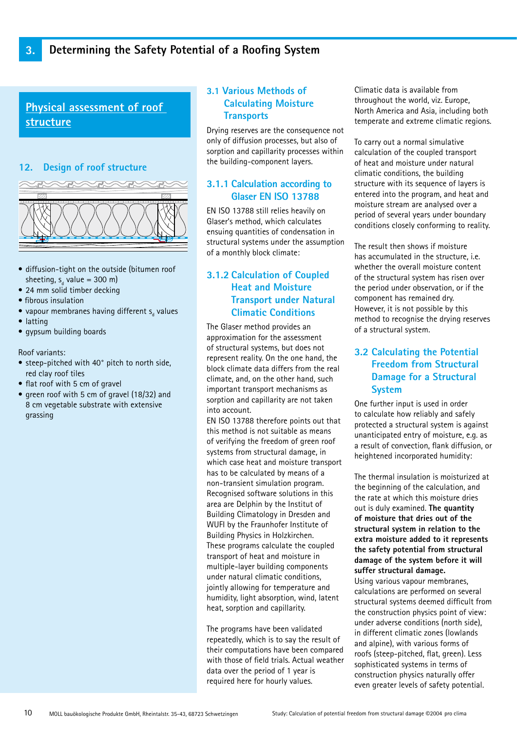# 3. Determining the Safety Potential of a Roofing System

## Physical assessment of roof structure

### 12. Design of roof structure

- diffusion-tight on the outside (bitumen roof sheeting, $s_d$ value = 300 m)
- 24 mm solid timber decking
- fibrous insulation
- vapour membranes having different $s_d$ values
- latting
- gypsum building boards

Roof variants:

- steep-pitched with 40° pitch to north side, red clay roof tiles
- flat roof with 5 cm of gravel
- green roof with 5 cm of gravel (18/32) and 8 cm vegetable substrate with extensive grassing

## 3.1 Various Methods of Calculating Moisture Transports

Drying reserves are the consequence not only of diffusion processes, but also of sorption and capillarity processes within the building-component layers.

### 3.1.1 Calculation according to Glaser EN ISO 13788

EN ISO 13788 still relies heavily on Glaser's method, which calculates ensuing quantities of condensation in structural systems under the assumption of a monthly block climate:

### 3.1.2 Calculation of Coupled Heat and Moisture Transport under Natural Climatic Conditions

The Glaser method provides an approximation for the assessment of structural systems, but does not represent reality. On the one hand, the block climate data differs from the real climate, and, on the other hand, such important transport mechanisms as sorption and capillarity are not taken into account.
EN ISO 13788 therefore points out that this method is not suitable as means of verifying the freedom of green roof systems from structural damage, in which case heat and moisture transport has to be calculated by means of a non-transient simulation program. Recognised software solutions in this area are Delphin by the Institut of Building Climatology in Dresden and WUFI by the Fraunhofer Institute of Building Physics in Holzkirchen.
These programs calculate the coupled transport of heat and moisture in multiple-layer building components under natural climatic conditions, jointly allowing for temperature and humidity, light absorption, wind, latent heat, sorption and capillarity.

The programs have been validated repeatedly, which is to say the result of their computations have been compared with those of field trials. Actual weather data over the period of 1 year is required here for hourly values.

Climatic data is available from throughout the world, viz. Europe, North America and Asia, including both temperate and extreme climatic regions.

To carry out a normal simulative calculation of the coupled transport of heat and moisture under natural climatic conditions, the building structure with its sequence of layers is entered into the program, and heat and moisture stream are analysed over a period of several years under boundary conditions closely conforming to reality.

The result then shows if moisture has accumulated in the structure, i.e. whether the overall moisture content of the structural system has risen over the period under observation, or if the component has remained dry.
However, it is not possible by this method to recognise the drying reserves of a structural system.

## 3.2 Calculating the Potential Freedom from Structural Damage for a Structural System

One further input is used in order to calculate how reliably and safely protected a structural system is against unanticipated entry of moisture, e.g. as a result of convection, flank diffusion, or heightened incorporated humidity:

The thermal insulation is moisturized at the beginning of the calculation, and the rate at which this moisture dries out is duly examined. **The quantity of moisture that dries out of the structural system in relation to the extra moisture added to it represents the safety potential from structural damage of the system before it will suffer structural damage.**
Using various vapour membranes, calculations are performed on several structural systems deemed difficult from the construction physics point of view: under adverse conditions (north side), in different climatic zones (lowlands and alpine), with various forms of roofs (steep-pitched, flat, green). Less sophisticated systems in terms of construction physics naturally offer even greater levels of safety potential.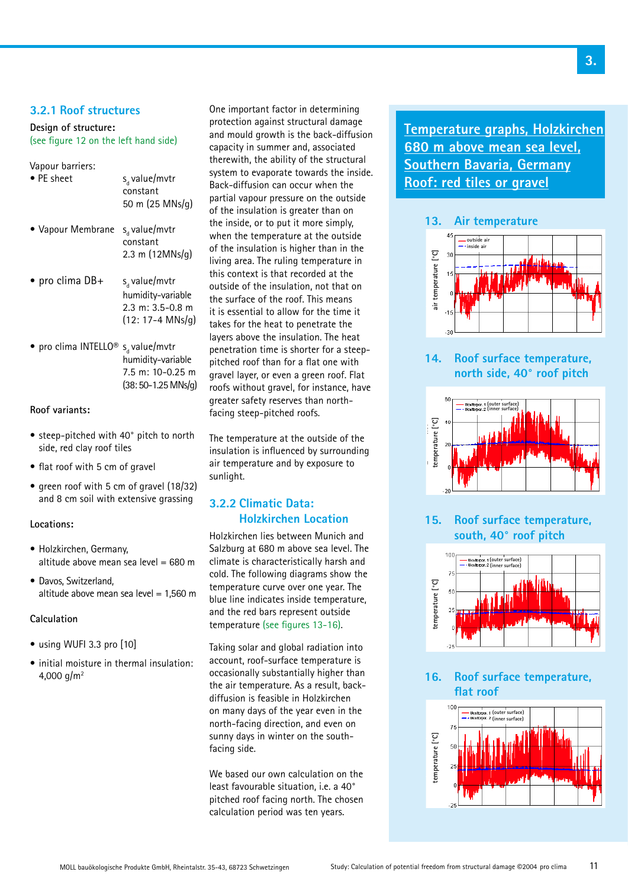### 3.2.1 Roof structures

**Design of structure:**
(see figure 12 on the left hand side)

Vapour barriers:

- PE sheet — $s_d$ value/mvtr constant 50 m (25 MNs/g)
- Vapour Membrane — $s_d$ value/mvtr constant 2.3 m (12MNs/g)
- pro clima DB+ — $s_d$ value/mvtr humidity-variable 2.3 m: 3.5-0.8 m (12: 17-4 MNs/g)
- pro clima INTELLO® — $s_d$ value/mvtr humidity-variable 7.5 m: 10-0.25 m (38: 50-1.25 MNs/g)

**Roof variants:**

- steep-pitched with 40° pitch to north side, red clay roof tiles
- flat roof with 5 cm of gravel
- green roof with 5 cm of gravel (18/32) and 8 cm soil with extensive grassing

**Locations:**

- Holzkirchen, Germany, altitude above mean sea level = 680 m
- Davos, Switzerland, altitude above mean sea level = 1,560 m

**Calculation**

- using WUFI 3.3 pro [10]
- initial moisture in thermal insulation: 4,000 g/m²

One important factor in determining protection against structural damage and mould growth is the back-diffusion capacity in summer and, associated therewith, the ability of the structural system to evaporate towards the inside. Back-diffusion can occur when the partial vapour pressure on the outside of the insulation is greater than on the inside, or to put it more simply, when the temperature at the outside of the insulation is higher than in the living area. The ruling temperature in this context is that recorded at the outside of the insulation, not that on the surface of the roof. This means it is essential to allow for the time it takes for the heat to penetrate the layers above the insulation. The heat penetration time is shorter for a steep-pitched roof than for a flat one with gravel layer, or even a green roof. Flat roofs without gravel, for instance, have greater safety reserves than north-facing steep-pitched roofs.

The temperature at the outside of the insulation is influenced by surrounding air temperature and by exposure to sunlight.

### 3.2.2 Climatic Data: Holzkirchen Location

Holzkirchen lies between Munich and Salzburg at 680 m above sea level. The climate is characteristically harsh and cold. The following diagrams show the temperature curve over one year. The blue line indicates inside temperature, and the red bars represent outside temperature (see figures 13-16).

Taking solar and global radiation into account, roof-surface temperature is occasionally substantially higher than the air temperature. As a result, back-diffusion is feasible in Holzkirchen on many days of the year even in the north-facing direction, and even on sunny days in winter on the south-facing side.

We based our own calculation on the least favourable situation, i.e. a 40° pitched roof facing north. The chosen calculation period was ten years.

## Temperature graphs, Holzkirchen 680 m above mean sea level, Southern Bavaria, Germany Roof: red tiles or gravel

**13. Air temperature**

**14. Roof surface temperature, north side, 40° roof pitch**

**15. Roof surface temperature, south, 40° roof pitch**

**16. Roof surface temperature, flat roof**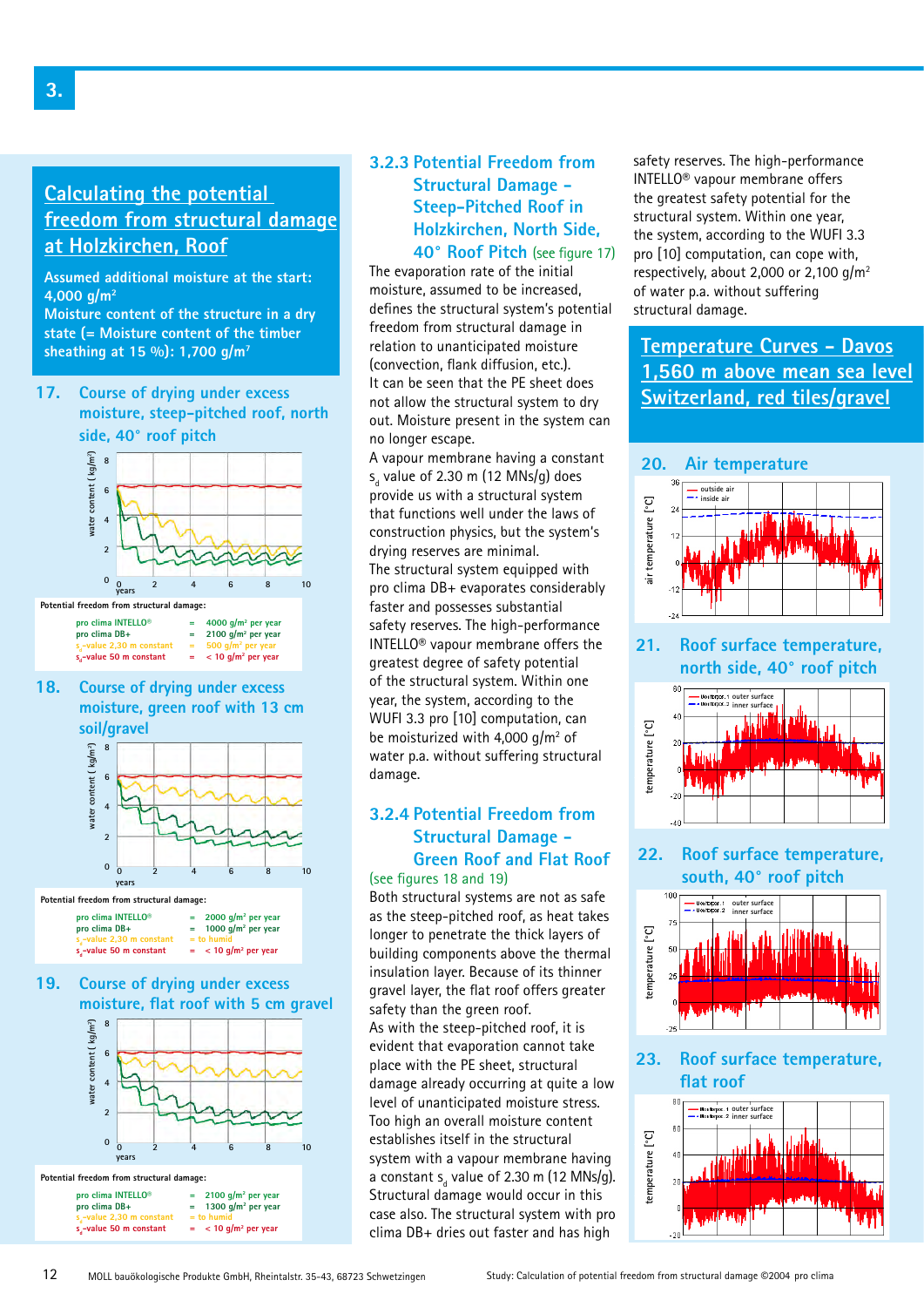## Calculating the potential freedom from structural damage at Holzkirchen, Roof

**Assumed additional moisture at the start: 4,000 g/m²**
**Moisture content of the structure in a dry state (= Moisture content of the timber sheathing at 15 %): 1,700 g/m²**

### 17. Course of drying under excess moisture, steep-pitched roof, north side, 40° roof pitch

Potential freedom from structural damage:

| | | |
|---|---|---|
| pro clima INTELLO® | = | 4000 g/m² per year |
| pro clima DB+ | = | 2100 g/m² per year |
| $s_d$-value 2,30 m constant | = | 500 g/m² per year |
| $s_d$-value 50 m constant | = | < 10 g/m² per year |

### 18. Course of drying under excess moisture, green roof with 13 cm soil/gravel

Potential freedom from structural damage:

| | | |
|---|---|---|
| pro clima INTELLO® | = | 2000 g/m² per year |
| pro clima DB+ | = | 1000 g/m² per year |
| $s_d$-value 2,30 m constant | = | to humid |
| $s_d$-value 50 m constant | = | < 10 g/m² per year |

### 19. Course of drying under excess moisture, flat roof with 5 cm gravel

Potential freedom from structural damage:

| | | |
|---|---|---|
| pro clima INTELLO® | = | 2100 g/m² per year |
| pro clima DB+ | = | 1300 g/m² per year |
| $s_d$-value 2,30 m constant | = | to humid |
| $s_d$-value 50 m constant | = | < 10 g/m² per year |

### 3.2.3 Potential Freedom from Structural Damage – Steep-Pitched Roof in Holzkirchen, North Side, 40° Roof Pitch (see figure 17)

The evaporation rate of the initial moisture, assumed to be increased, defines the structural system's potential freedom from structural damage in relation to unanticipated moisture (convection, flank diffusion, etc.).
It can be seen that the PE sheet does not allow the structural system to dry out. Moisture present in the system can no longer escape.
A vapour membrane having a constant $s_d$ value of 2.30 m (12 MNs/g) does provide us with a structural system that functions well under the laws of construction physics, but the system's drying reserves are minimal.
The structural system equipped with pro clima DB+ evaporates considerably faster and possesses substantial safety reserves. The high-performance INTELLO® vapour membrane offers the greatest degree of safety potential of the structural system. Within one year, the system, according to the WUFI 3.3 pro [10] computation, can be moisturized with 4,000 g/m² of water p.a. without suffering structural damage.

### 3.2.4 Potential Freedom from Structural Damage – Green Roof and Flat Roof

(see figures 18 and 19)

Both structural systems are not as safe as the steep-pitched roof, as heat takes longer to penetrate the thick layers of building components above the thermal insulation layer. Because of its thinner gravel layer, the flat roof offers greater safety than the green roof.
As with the steep-pitched roof, it is evident that evaporation cannot take place with the PE sheet, structural damage already occurring at quite a low level of unanticipated moisture stress.
Too high an overall moisture content establishes itself in the structural system with a vapour membrane having a constant $s_d$ value of 2.30 m (12 MNs/g). Structural damage would occur in this case also. The structural system with pro clima DB+ dries out faster and has high safety reserves. The high-performance INTELLO® vapour membrane offers the greatest safety potential for the structural system. Within one year, the system, according to the WUFI 3.3 pro [10] computation, can cope with, respectively, about 2,000 or 2,100 g/m² of water p.a. without suffering structural damage.

## Temperature Curves – Davos 1,560 m above mean sea level Switzerland, red tiles/gravel

### 20. Air temperature

### 21. Roof surface temperature, north side, 40° roof pitch

### 22. Roof surface temperature, south, 40° roof pitch

### 23. Roof surface temperature, flat roof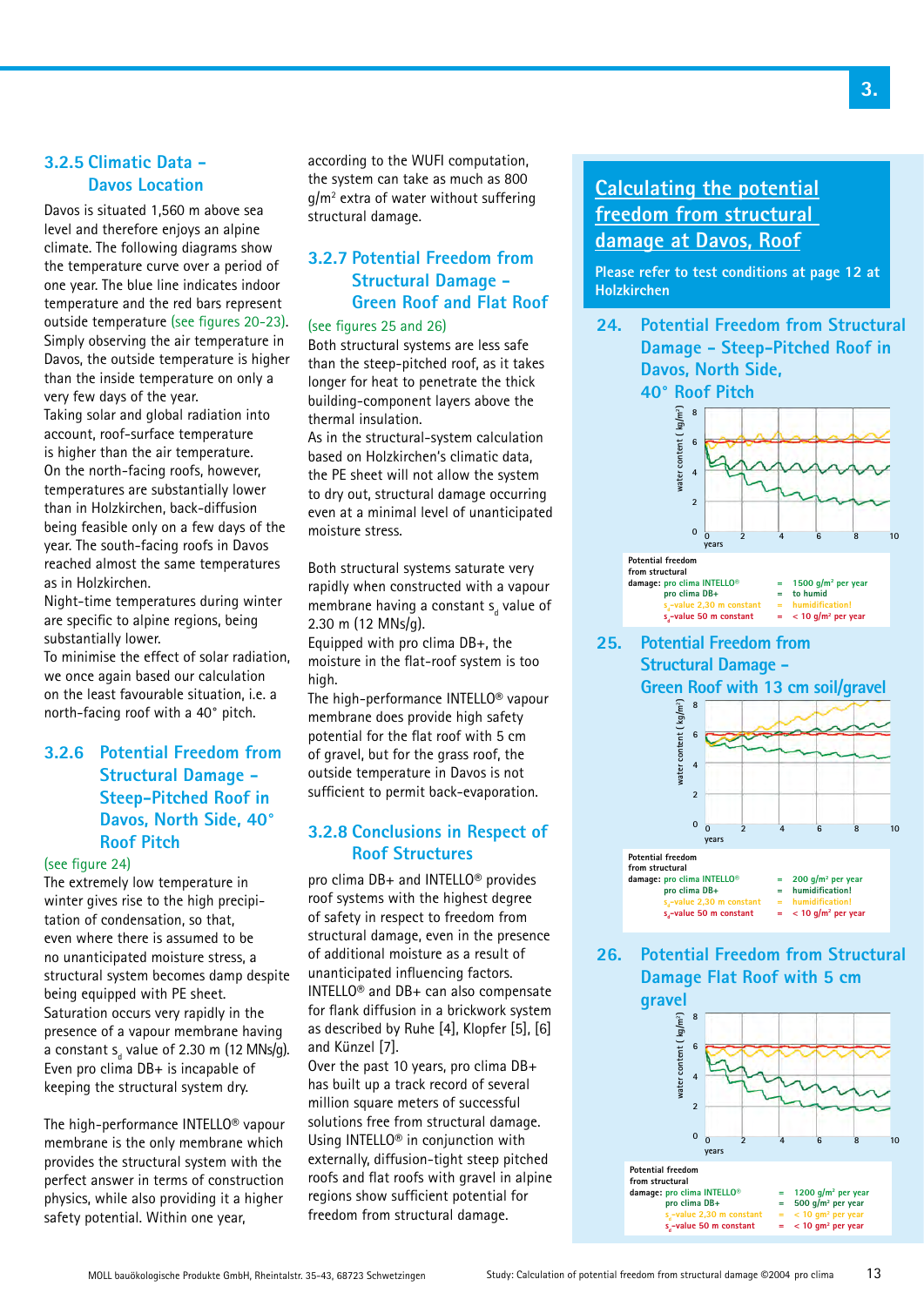### 3.2.5 Climatic Data – Davos Location

Davos is situated 1,560 m above sea level and therefore enjoys an alpine climate. The following diagrams show the temperature curve over a period of one year. The blue line indicates indoor temperature and the red bars represent outside temperature (see figures 20-23). Simply observing the air temperature in Davos, the outside temperature is higher than the inside temperature on only a very few days of the year.
Taking solar and global radiation into account, roof-surface temperature is higher than the air temperature. On the north-facing roofs, however, temperatures are substantially lower than in Holzkirchen, back-diffusion being feasible only on a few days of the year. The south-facing roofs in Davos reached almost the same temperatures as in Holzkirchen.
Night-time temperatures during winter are specific to alpine regions, being substantially lower.
To minimise the effect of solar radiation, we once again based our calculation on the least favourable situation, i.e. a north-facing roof with a 40° pitch.

### 3.2.6 Potential Freedom from Structural Damage – Steep-Pitched Roof in Davos, North Side, 40° Roof Pitch

(see figure 24)
The extremely low temperature in winter gives rise to the high precipitation of condensation, so that, even where there is assumed to be no unanticipated moisture stress, a structural system becomes damp despite being equipped with PE sheet.
Saturation occurs very rapidly in the presence of a vapour membrane having a constant $s_d$ value of 2.30 m (12 MNs/g). Even pro clima DB+ is incapable of keeping the structural system dry.

The high-performance INTELLO® vapour membrane is the only membrane which provides the structural system with the perfect answer in terms of construction physics, while also providing it a higher safety potential. Within one year, according to the WUFI computation, the system can take as much as 800 g/m² extra of water without suffering structural damage.

### 3.2.7 Potential Freedom from Structural Damage – Green Roof and Flat Roof

(see figures 25 and 26)
Both structural systems are less safe than the steep-pitched roof, as it takes longer for heat to penetrate the thick building-component layers above the thermal insulation.
As in the structural-system calculation based on Holzkirchen's climatic data, the PE sheet will not allow the system to dry out, structural damage occurring even at a minimal level of unanticipated moisture stress.

Both structural systems saturate very rapidly when constructed with a vapour membrane having a constant $s_d$ value of 2.30 m (12 MNs/g).
Equipped with pro clima DB+, the moisture in the flat-roof system is too high.
The high-performance INTELLO® vapour membrane does provide high safety potential for the flat roof with 5 cm of gravel, but for the grass roof, the outside temperature in Davos is not sufficient to permit back-evaporation.

### 3.2.8 Conclusions in Respect of Roof Structures

pro clima DB+ and INTELLO® provides roof systems with the highest degree of safety in respect to freedom from structural damage, even in the presence of additional moisture as a result of unanticipated influencing factors.
INTELLO® and DB+ can also compensate for flank diffusion in a brickwork system as described by Ruhe [4], Klopfer [5], [6] and Künzel [7].
Over the past 10 years, pro clima DB+ has built up a track record of several million square meters of successful solutions free from structural damage.
Using INTELLO® in conjunction with externally, diffusion-tight steep pitched roofs and flat roofs with gravel in alpine regions show sufficient potential for freedom from structural damage.

## Calculating the potential freedom from structural damage at Davos, Roof

**Please refer to test conditions at page 12 at Holzkirchen**

### 24. Potential Freedom from Structural Damage – Steep-Pitched Roof in Davos, North Side, 40° Roof Pitch

(Chart: water content (kg/m²), 0–8, vs. years, 0–10)

Potential freedom from structural damage:

| | | |
|---|---|---|
| pro clima INTELLO® | = | 1500 g/m² per year |
| pro clima DB+ | = | to humid |
| $s_d$-value 2,30 m constant | = | humidification! |
| $s_d$-value 50 m constant | = | < 10 g/m² per year |

### 25. Potential Freedom from Structural Damage – Green Roof with 13 cm soil/gravel

(Chart: water content (kg/m²), 0–8, vs. years, 0–10)

Potential freedom from structural damage:

| | | |
|---|---|---|
| pro clima INTELLO® | = | 200 g/m² per year |
| pro clima DB+ | = | humidification! |
| $s_d$-value 2,30 m constant | = | humidification! |
| $s_d$-value 50 m constant | = | < 10 g/m² per year |

### 26. Potential Freedom from Structural Damage Flat Roof with 5 cm gravel

(Chart: water content (kg/m²), 0–8, vs. years, 0–10)

Potential freedom from structural damage:

| | | |
|---|---|---|
| pro clima INTELLO® | = | 1200 g/m² per year |
| pro clima DB+ | = | 500 g/m² per year |
| $s_d$-value 2,30 m constant | = | < 10 gm² per year |
| $s_d$-value 50 m constant | = | < 10 gm² per year |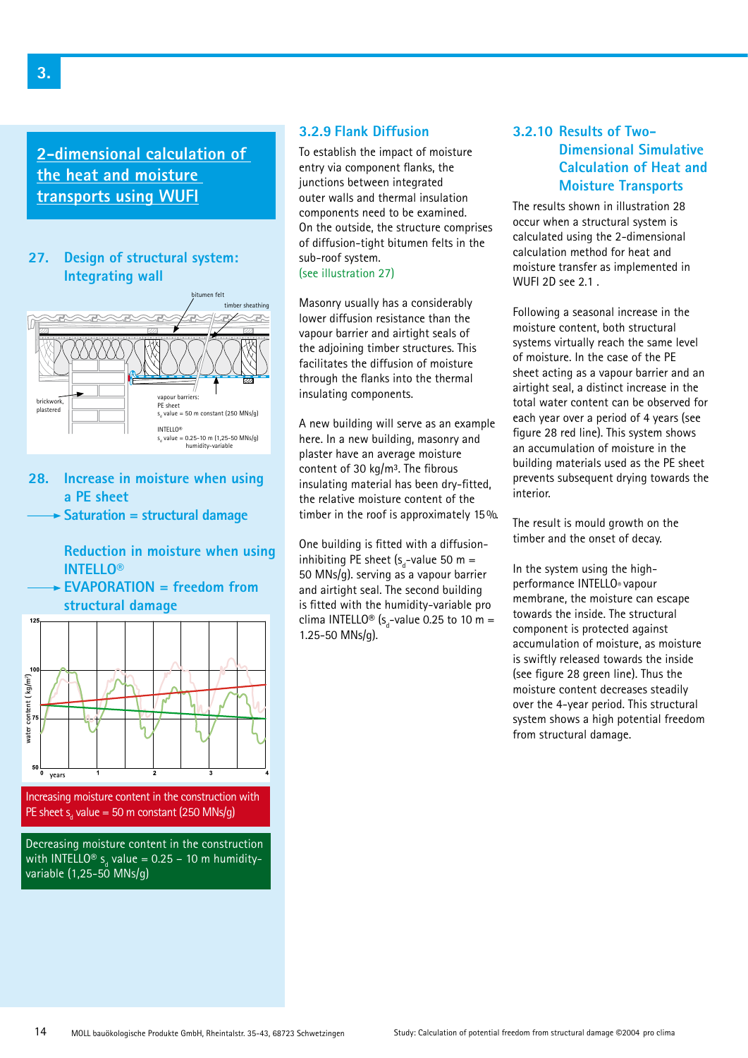## 2-dimensional calculation of the heat and moisture transports using WUFI

### 27. Design of structural system: Integrating wall

bitumen felt

timber sheathing

brickwork, plastered

vapour barriers:
PE sheet
$s_d$ value = 50 m constant (250 MNs/g)

INTELLO®
$s_d$ value = 0.25-10 m (1,25-50 MNs/g)
humidity-variable

### 28. Increase in moisture when using a PE sheet

→ Saturation = structural damage

Reduction in moisture when using INTELLO®

→ EVAPORATION = freedom from structural damage

water content (kg/m³): 125, 100, 75, 50

years: 0, 1, 2, 3, 4

Increasing moisture content in the construction with PE sheet $s_d$ value = 50 m constant (250 MNs/g)

Decreasing moisture content in the construction with INTELLO® $s_d$ value = 0.25 – 10 m humidity-variable (1,25-50 MNs/g)

### 3.2.9 Flank Diffusion

To establish the impact of moisture entry via component flanks, the junctions between integrated outer walls and thermal insulation components need to be examined. On the outside, the structure comprises of diffusion-tight bitumen felts in the sub-roof system.
(see illustration 27)

Masonry usually has a considerably lower diffusion resistance than the vapour barrier and airtight seals of the adjoining timber structures. This facilitates the diffusion of moisture through the flanks into the thermal insulating components.

A new building will serve as an example here. In a new building, masonry and plaster have an average moisture content of 30 kg/m³. The fibrous insulating material has been dry-fitted, the relative moisture content of the timber in the roof is approximately 15 %.

One building is fitted with a diffusion-inhibiting PE sheet ($s_d$-value 50 m = 50 MNs/g). serving as a vapour barrier and airtight seal. The second building is fitted with the humidity-variable pro clima INTELLO® ($s_d$-value 0.25 to 10 m = 1.25-50 MNs/g).

### 3.2.10 Results of Two-Dimensional Simulative Calculation of Heat and Moisture Transports

The results shown in illustration 28 occur when a structural system is calculated using the 2-dimensional calculation method for heat and moisture transfer as implemented in WUFI 2D see 2.1 .

Following a seasonal increase in the moisture content, both structural systems virtually reach the same level of moisture. In the case of the PE sheet acting as a vapour barrier and an airtight seal, a distinct increase in the total water content can be observed for each year over a period of 4 years (see figure 28 red line). This system shows an accumulation of moisture in the building materials used as the PE sheet prevents subsequent drying towards the interior.

The result is mould growth on the timber and the onset of decay.

In the system using the high-performance INTELLO® vapour membrane, the moisture can escape towards the inside. The structural component is protected against accumulation of moisture, as moisture is swiftly released towards the inside (see figure 28 green line). Thus the moisture content decreases steadily over the 4-year period. This structural system shows a high potential freedom from structural damage.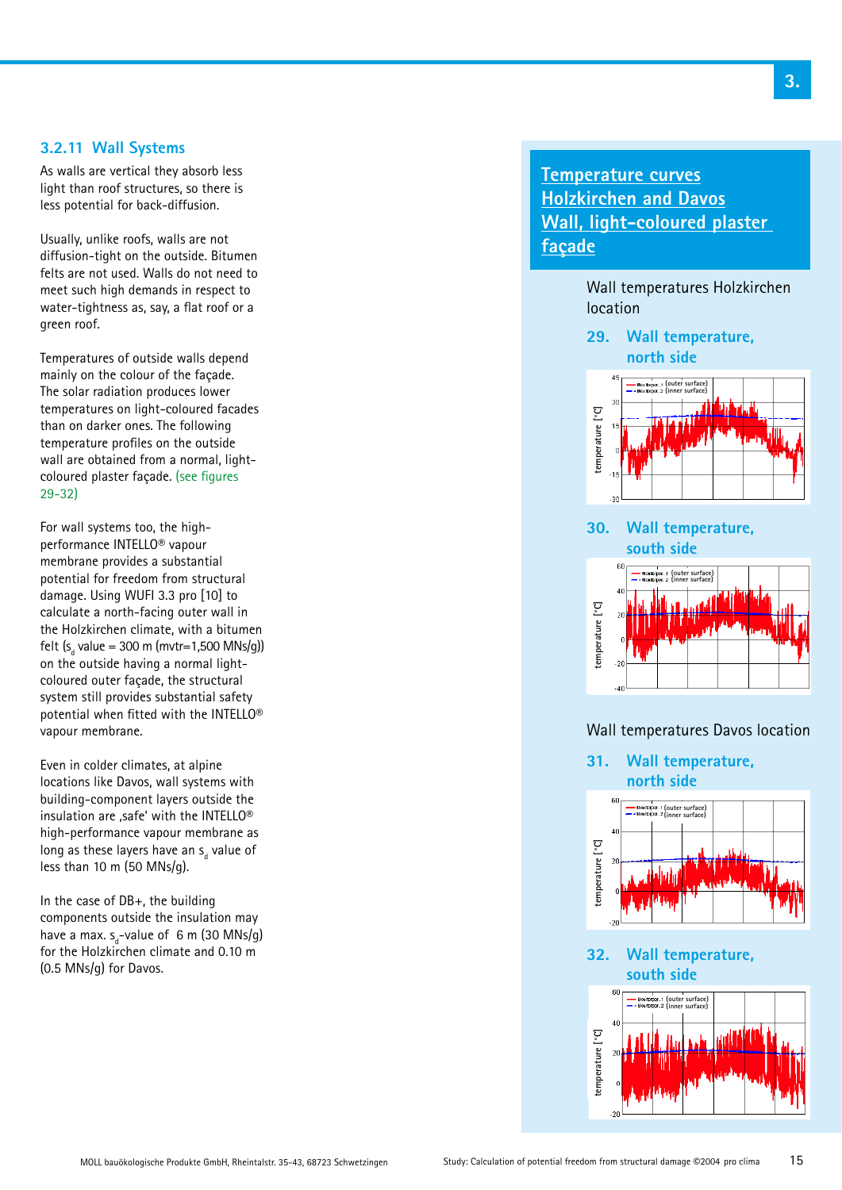### 3.2.11 Wall Systems

As walls are vertical they absorb less light than roof structures, so there is less potential for back-diffusion.

Usually, unlike roofs, walls are not diffusion-tight on the outside. Bitumen felts are not used. Walls do not need to meet such high demands in respect to water-tightness as, say, a flat roof or a green roof.

Temperatures of outside walls depend mainly on the colour of the façade. The solar radiation produces lower temperatures on light-coloured facades than on darker ones. The following temperature profiles on the outside wall are obtained from a normal, light-coloured plaster façade. (see figures 29-32)

For wall systems too, the high-performance INTELLO® vapour membrane provides a substantial potential for freedom from structural damage. Using WUFI 3.3 pro [10] to calculate a north-facing outer wall in the Holzkirchen climate, with a bitumen felt ($s_d$ value = 300 m (mvtr=1,500 MNs/g)) on the outside having a normal light-coloured outer façade, the structural system still provides substantial safety potential when fitted with the INTELLO® vapour membrane.

Even in colder climates, at alpine locations like Davos, wall systems with building-component layers outside the insulation are ‚safe' with the INTELLO® high-performance vapour membrane as long as these layers have an $s_d$ value of less than 10 m (50 MNs/g).

In the case of DB+, the building components outside the insulation may have a max. $s_d$-value of 6 m (30 MNs/g) for the Holzkirchen climate and 0.10 m (0.5 MNs/g) for Davos.

## Temperature curves Holzkirchen and Davos Wall, light-coloured plaster façade

Wall temperatures Holzkirchen location

**29. Wall temperature, north side**

**30. Wall temperature, south side**

Wall temperatures Davos location

**31. Wall temperature, north side**

**32. Wall temperature, south side**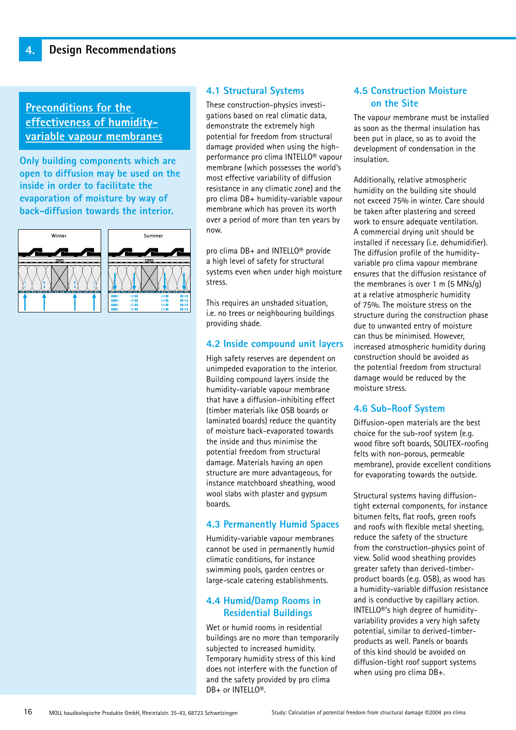# 4. Design Recommendations

## Preconditions for the effectiveness of humidity-variable vapour membranes

**Only building components which are open to diffusion may be used on the inside in order to facilitate the evaporation of moisture by way of back-diffusion towards the interior.**

Winter

Summer

### 4.1 Structural Systems

These construction-physics investigations based on real climatic data, demonstrate the extremely high potential for freedom from structural damage provided when using the high-performance pro clima INTELLO® vapour membrane (which possesses the world's most effective variability of diffusion resistance in any climatic zone) and the pro clima DB+ humidity-variable vapour membrane which has proven its worth over a period of more than ten years by now.

pro clima DB+ and INTELLO® provide a high level of safety for structural systems even when under high moisture stress.

This requires an unshaded situation, i.e. no trees or neighbouring buildings providing shade.

### 4.2 Inside compound unit layers

High safety reserves are dependent on unimpeded evaporation to the interior. Building compound layers inside the humidity-variable vapour membrane that have a diffusion-inhibiting effect (timber materials like OSB boards or laminated boards) reduce the quantity of moisture back-evaporated towards the inside and thus minimise the potential freedom from structural damage. Materials having an open structure are more advantageous, for instance matchboard sheathing, wood wool slabs with plaster and gypsum boards.

### 4.3 Permanently Humid Spaces

Humidity-variable vapour membranes cannot be used in permanently humid climatic conditions, for instance swimming pools, garden centres or large-scale catering establishments.

### 4.4 Humid/Damp Rooms in Residential Buildings

Wet or humid rooms in residential buildings are no more than temporarily subjected to increased humidity. Temporary humidity stress of this kind does not interfere with the function of and the safety provided by pro clima DB+ or INTELLO®.

### 4.5 Construction Moisture on the Site

The vapour membrane must be installed as soon as the thermal insulation has been put in place, so as to avoid the development of condensation in the insulation.

Additionally, relative atmospheric humidity on the building site should not exceed 75% in winter. Care should be taken after plastering and screed work to ensure adequate ventilation. A commercial drying unit should be installed if necessary (i.e. dehumidifier). The diffusion profile of the humidity-variable pro clima vapour membrane ensures that the diffusion resistance of the membranes is over 1 m (5 MNs/g) at a relative atmospheric humidity of 75%. The moisture stress on the structure during the construction phase due to unwanted entry of moisture can thus be minimised. However, increased atmospheric humidity during construction should be avoided as the potential freedom from structural damage would be reduced by the moisture stress.

### 4.6 Sub-Roof System

Diffusion-open materials are the best choice for the sub-roof system (e.g. wood fibre soft boards, SOLITEX-roofing felts with non-porous, permeable membrane), provide excellent conditions for evaporating towards the outside.

Structural systems having diffusion-tight external components, for instance bitumen felts, flat roofs, green roofs and roofs with flexible metal sheeting, reduce the safety of the structure from the construction-physics point of view. Solid wood sheathing provides greater safety than derived-timber-product boards (e.g. OSB), as wood has a humidity-variable diffusion resistance and is conductive by capillary action. INTELLO®'s high degree of humidity-variability provides a very high safety potential, similar to derived-timber-products as well. Panels or boards of this kind should be avoided on diffusion-tight roof support systems when using pro clima DB+.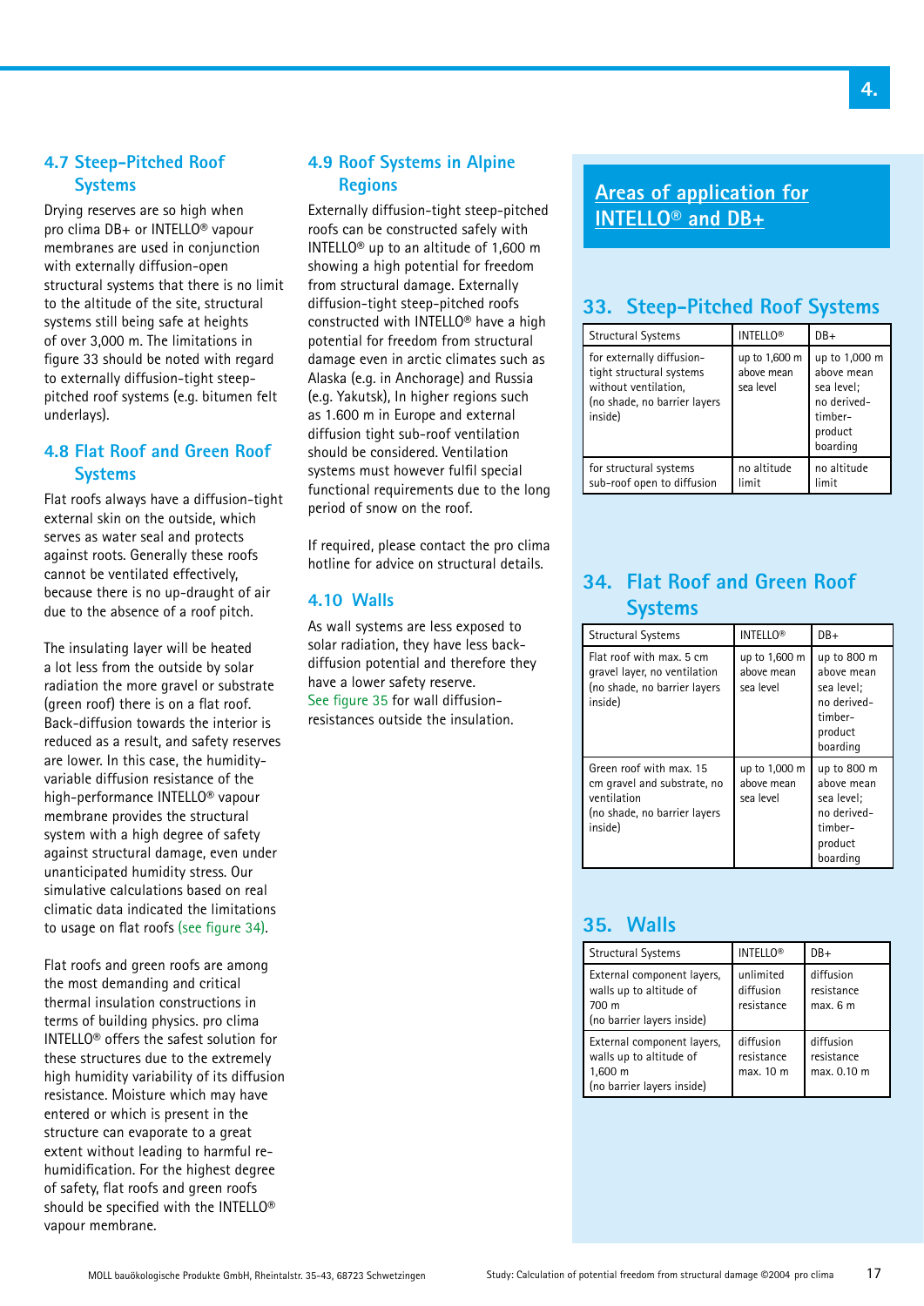## 4.7 Steep-Pitched Roof Systems

Drying reserves are so high when pro clima DB+ or INTELLO® vapour membranes are used in conjunction with externally diffusion-open structural systems that there is no limit to the altitude of the site, structural systems still being safe at heights of over 3,000 m. The limitations in figure 33 should be noted with regard to externally diffusion-tight steep-pitched roof systems (e.g. bitumen felt underlays).

## 4.8 Flat Roof and Green Roof Systems

Flat roofs always have a diffusion-tight external skin on the outside, which serves as water seal and protects against roots. Generally these roofs cannot be ventilated effectively, because there is no up-draught of air due to the absence of a roof pitch.

The insulating layer will be heated a lot less from the outside by solar radiation the more gravel or substrate (green roof) there is on a flat roof. Back-diffusion towards the interior is reduced as a result, and safety reserves are lower. In this case, the humidity-variable diffusion resistance of the high-performance INTELLO® vapour membrane provides the structural system with a high degree of safety against structural damage, even under unanticipated humidity stress. Our simulative calculations based on real climatic data indicated the limitations to usage on flat roofs (see figure 34).

Flat roofs and green roofs are among the most demanding and critical thermal insulation constructions in terms of building physics. pro clima INTELLO® offers the safest solution for these structures due to the extremely high humidity variability of its diffusion resistance. Moisture which may have entered or which is present in the structure can evaporate to a great extent without leading to harmful re-humidification. For the highest degree of safety, flat roofs and green roofs should be specified with the INTELLO® vapour membrane.

## 4.9 Roof Systems in Alpine Regions

Externally diffusion-tight steep-pitched roofs can be constructed safely with INTELLO® up to an altitude of 1,600 m showing a high potential for freedom from structural damage. Externally diffusion-tight steep-pitched roofs constructed with INTELLO® have a high potential for freedom from structural damage even in arctic climates such as Alaska (e.g. in Anchorage) and Russia (e.g. Yakutsk), In higher regions such as 1.600 m in Europe and external diffusion tight sub-roof ventilation should be considered. Ventilation systems must however fulfil special functional requirements due to the long period of snow on the roof.

If required, please contact the pro clima hotline for advice on structural details.

## 4.10 Walls

As wall systems are less exposed to solar radiation, they have less back-diffusion potential and therefore they have a lower safety reserve.
See figure 35 for wall diffusion-resistances outside the insulation.

## Areas of application for INTELLO® and DB+

### 33. Steep-Pitched Roof Systems

| Structural Systems | INTELLO® | DB+ |
|---|---|---|
| for externally diffusion-tight structural systems without ventilation, (no shade, no barrier layers inside) | up to 1,600 m above mean sea level | up to 1,000 m above mean sea level; no derived-timber-product boarding |
| for structural systems sub-roof open to diffusion | no altitude limit | no altitude limit |

### 34. Flat Roof and Green Roof Systems

| Structural Systems | INTELLO® | DB+ |
|---|---|---|
| Flat roof with max. 5 cm gravel layer, no ventilation (no shade, no barrier layers inside) | up to 1,600 m above mean sea level | up to 800 m above mean sea level; no derived-timber-product boarding |
| Green roof with max. 15 cm gravel and substrate, no ventilation (no shade, no barrier layers inside) | up to 1,000 m above mean sea level | up to 800 m above mean sea level; no derived-timber-product boarding |

### 35. Walls

| Structural Systems | INTELLO® | DB+ |
|---|---|---|
| External component layers, walls up to altitude of 700 m (no barrier layers inside) | unlimited diffusion resistance | diffusion resistance max. 6 m |
| External component layers, walls up to altitude of 1,600 m (no barrier layers inside) | diffusion resistance max. 10 m | diffusion resistance max. 0.10 m |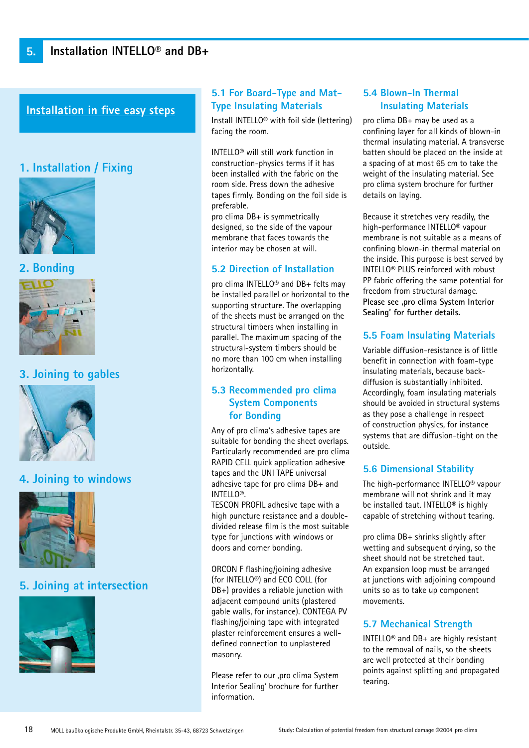# 5. Installation INTELLO® and DB+

## Installation in five easy steps

### 1. Installation / Fixing

### 2. Bonding

### 3. Joining to gables

### 4. Joining to windows

### 5. Joining at intersection

## 5.1 For Board-Type and Mat-Type Insulating Materials

Install INTELLO® with foil side (lettering) facing the room.

INTELLO® will still work function in construction-physics terms if it has been installed with the fabric on the room side. Press down the adhesive tapes firmly. Bonding on the foil side is preferable.
pro clima DB+ is symmetrically designed, so the side of the vapour membrane that faces towards the interior may be chosen at will.

## 5.2 Direction of Installation

pro clima INTELLO® and DB+ felts may be installed parallel or horizontal to the supporting structure. The overlapping of the sheets must be arranged on the structural timbers when installing in parallel. The maximum spacing of the structural-system timbers should be no more than 100 cm when installing horizontally.

## 5.3 Recommended pro clima System Components for Bonding

Any of pro clima's adhesive tapes are suitable for bonding the sheet overlaps. Particularly recommended are pro clima RAPID CELL quick application adhesive tapes and the UNI TAPE universal adhesive tape for pro clima DB+ and INTELLO®.
TESCON PROFIL adhesive tape with a high puncture resistance and a double-divided release film is the most suitable type for junctions with windows or doors and corner bonding.

ORCON F flashing/joining adhesive (for INTELLO®) and ECO COLL (for DB+) provides a reliable junction with adjacent compound units (plastered gable walls, for instance). CONTEGA PV flashing/joining tape with integrated plaster reinforcement ensures a well-defined connection to unplastered masonry.

Please refer to our ‚pro clima System Interior Sealing' brochure for further information.

## 5.4 Blown-In Thermal Insulating Materials

pro clima DB+ may be used as a confining layer for all kinds of blown-in thermal insulating material. A transverse batten should be placed on the inside at a spacing of at most 65 cm to take the weight of the insulating material. See pro clima system brochure for further details on laying.

Because it stretches very readily, the high-performance INTELLO® vapour membrane is not suitable as a means of confining blown-in thermal material on the inside. This purpose is best served by INTELLO® PLUS reinforced with robust PP fabric offering the same potential for freedom from structural damage.
**Please see ‚pro clima System Interior Sealing' for further details.**

## 5.5 Foam Insulating Materials

Variable diffusion-resistance is of little benefit in connection with foam-type insulating materials, because back-diffusion is substantially inhibited. Accordingly, foam insulating materials should be avoided in structural systems as they pose a challenge in respect of construction physics, for instance systems that are diffusion-tight on the outside.

## 5.6 Dimensional Stability

The high-performance INTELLO® vapour membrane will not shrink and it may be installed taut. INTELLO® is highly capable of stretching without tearing.

pro clima DB+ shrinks slightly after wetting and subsequent drying, so the sheet should not be stretched taut.
An expansion loop must be arranged at junctions with adjoining compound units so as to take up component movements.

## 5.7 Mechanical Strength

INTELLO® and DB+ are highly resistant to the removal of nails, so the sheets are well protected at their bonding points against splitting and propagated tearing.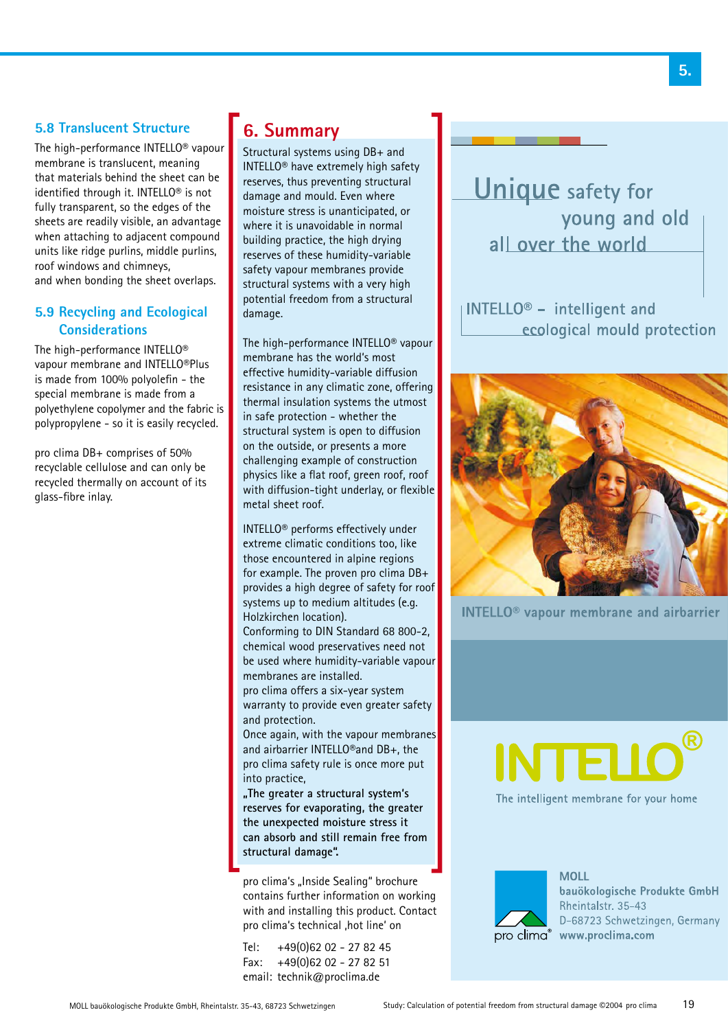## 5.8 Translucent Structure

The high-performance INTELLO® vapour membrane is translucent, meaning that materials behind the sheet can be identified through it. INTELLO® is not fully transparent, so the edges of the sheets are readily visible, an advantage when attaching to adjacent compound units like ridge purlins, middle purlins, roof windows and chimneys, and when bonding the sheet overlaps.

## 5.9 Recycling and Ecological Considerations

The high-performance INTELLO® vapour membrane and INTELLO®Plus is made from 100% polyolefin - the special membrane is made from a polyethylene copolymer and the fabric is polypropylene - so it is easily recycled.

pro clima DB+ comprises of 50% recyclable cellulose and can only be recycled thermally on account of its glass-fibre inlay.

# 6. Summary

Structural systems using DB+ and INTELLO® have extremely high safety reserves, thus preventing structural damage and mould. Even where moisture stress is unanticipated, or where it is unavoidable in normal building practice, the high drying reserves of these humidity-variable safety vapour membranes provide structural systems with a very high potential freedom from a structural damage.

The high-performance INTELLO® vapour membrane has the world's most effective humidity-variable diffusion resistance in any climatic zone, offering thermal insulation systems the utmost in safe protection - whether the structural system is open to diffusion on the outside, or presents a more challenging example of construction physics like a flat roof, green roof, roof with diffusion-tight underlay, or flexible metal sheet roof.

INTELLO® performs effectively under extreme climatic conditions too, like those encountered in alpine regions for example. The proven pro clima DB+ provides a high degree of safety for roof systems up to medium altitudes (e.g. Holzkirchen location).
Conforming to DIN Standard 68 800-2, chemical wood preservatives need not be used where humidity-variable vapour membranes are installed.
pro clima offers a six-year system warranty to provide even greater safety and protection.
Once again, with the vapour membranes and airbarrier INTELLO®and DB+, the pro clima safety rule is once more put into practice,
**„The greater a structural system's reserves for evaporating, the greater the unexpected moisture stress it can absorb and still remain free from structural damage".**

pro clima's „Inside Sealing" brochure contains further information on working with and installing this product. Contact pro clima's technical ‚hot line' on

Tel: +49(0)62 02 - 27 82 45
Fax: +49(0)62 02 - 27 82 51
email: technik@proclima.de

Unique safety for young and old all over the world

INTELLO® – intelligent and ecological mould protection

INTELLO® vapour membrane and airbarrier

INTELLO®

The intelligent membrane for your home

pro clima®

**MOLL**
**bauökologische Produkte GmbH**
Rheintalstr. 35–43
D-68723 Schwetzingen, Germany
**www.proclima.com**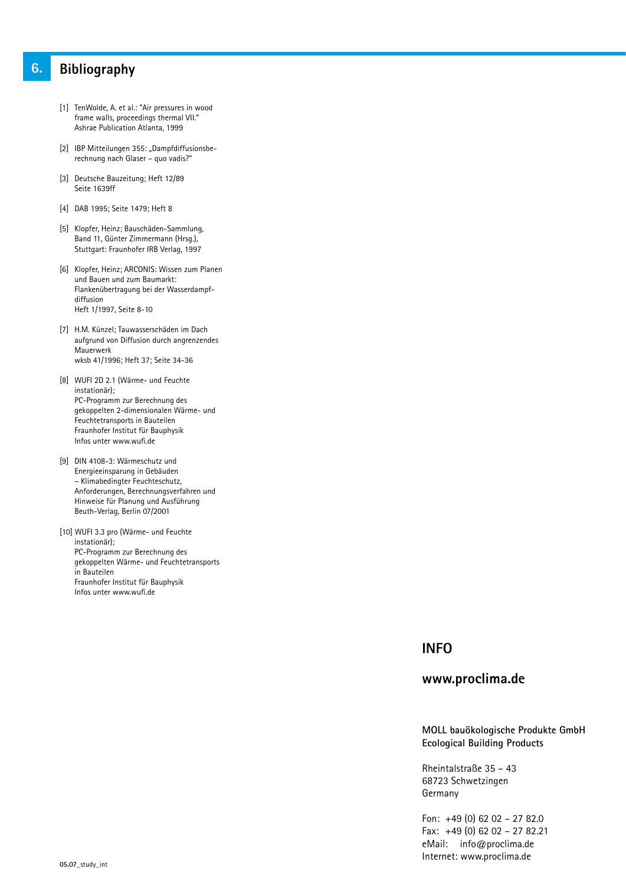# 6. Bibliography

[1] TenWolde, A. et al.: "Air pressures in wood frame walls, proceedings thermal VII." Ashrae Publication Atlanta, 1999

[2] IBP Mitteilungen 355: „Dampfdiffusionsberechnung nach Glaser – quo vadis?"

[3] Deutsche Bauzeitung; Heft 12/89 Seite 1639ff

[4] DAB 1995; Seite 1479; Heft 8

[5] Klopfer, Heinz; Bauschäden-Sammlung, Band 11, Günter Zimmermann (Hrsg.), Stuttgart: Fraunhofer IRB Verlag, 1997

[6] Klopfer, Heinz; ARCONIS: Wissen zum Planen und Bauen und zum Baumarkt: Flankenübertragung bei der Wasserdampfdiffusion
Heft 1/1997, Seite 8-10

[7] H.M. Künzel; Tauwasserschäden im Dach aufgrund von Diffusion durch angrenzendes Mauerwerk
wksb 41/1996; Heft 37; Seite 34-36

[8] WUFI 2D 2.1 (Wärme- und Feuchte instationär);
PC-Programm zur Berechnung des gekoppelten 2-dimensionalen Wärme- und Feuchtetransports in Bauteilen
Fraunhofer Institut für Bauphysik
Infos unter www.wufi.de

[9] DIN 4108-3: Wärmeschutz und Energieeinsparung in Gebäuden – Klimabedingter Feuchteschutz, Anforderungen, Berechnungsverfahren und Hinweise für Planung und Ausführung
Beuth-Verlag, Berlin 07/2001

[10] WUFI 3.3 pro (Wärme- und Feuchte instationär);
PC-Programm zur Berechnung des gekoppelten Wärme- und Feuchtetransports in Bauteilen
Fraunhofer Institut für Bauphysik
Infos unter www.wufi.de

## INFO

## www.proclima.de

**MOLL bauökologische Produkte GmbH**
**Ecological Building Products**

Rheintalstraße 35 – 43
68723 Schwetzingen
Germany

Fon: +49 (0) 62 02 – 27 82.0
Fax: +49 (0) 62 02 – 27 82.21
eMail: info@proclima.de
Internet: www.proclima.de

05.07_study_int